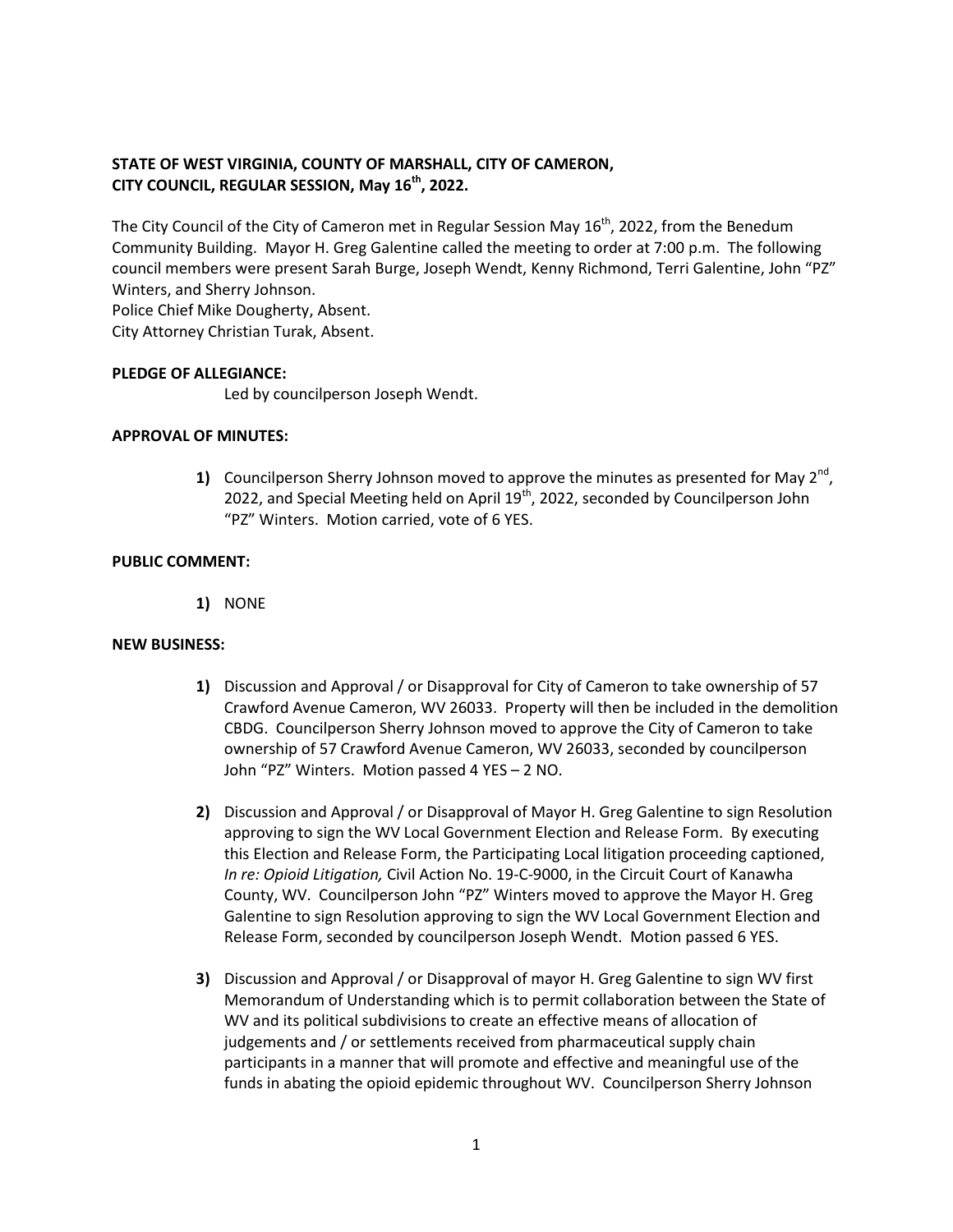**STATE OF WEST VIRGINIA, COUNTY OF MARSHALL, CITY OF CAMERON, CITY COUNCIL, REGULAR SESSION, May 16th, 2022.**

The City Council of the City of Cameron met in Regular Session May 16th, 2022, from the Benedum Community Building. Mayor H. Greg Galentine called the meeting to order at 7:00 p.m. The following council members were present Sarah Burge, Joseph Wendt, Kenny Richmond, Terri Galentine, John "PZ" Winters, and Sherry Johnson.
Police Chief Mike Dougherty, Absent.
City Attorney Christian Turak, Absent.

**PLEDGE OF ALLEGIANCE:**

Led by councilperson Joseph Wendt.

**APPROVAL OF MINUTES:**

1) Councilperson Sherry Johnson moved to approve the minutes as presented for May 2nd, 2022, and Special Meeting held on April 19th, 2022, seconded by Councilperson John "PZ" Winters. Motion carried, vote of 6 YES.

**PUBLIC COMMENT:**

1) NONE

**NEW BUSINESS:**

1) Discussion and Approval / or Disapproval for City of Cameron to take ownership of 57 Crawford Avenue Cameron, WV 26033. Property will then be included in the demolition CBDG. Councilperson Sherry Johnson moved to approve the City of Cameron to take ownership of 57 Crawford Avenue Cameron, WV 26033, seconded by councilperson John "PZ" Winters. Motion passed 4 YES – 2 NO.

2) Discussion and Approval / or Disapproval of Mayor H. Greg Galentine to sign Resolution approving to sign the WV Local Government Election and Release Form. By executing this Election and Release Form, the Participating Local litigation proceeding captioned, *In re: Opioid Litigation,* Civil Action No. 19-C-9000, in the Circuit Court of Kanawha County, WV. Councilperson John "PZ" Winters moved to approve the Mayor H. Greg Galentine to sign Resolution approving to sign the WV Local Government Election and Release Form, seconded by councilperson Joseph Wendt. Motion passed 6 YES.

3) Discussion and Approval / or Disapproval of mayor H. Greg Galentine to sign WV first Memorandum of Understanding which is to permit collaboration between the State of WV and its political subdivisions to create an effective means of allocation of judgements and / or settlements received from pharmaceutical supply chain participants in a manner that will promote and effective and meaningful use of the funds in abating the opioid epidemic throughout WV. Councilperson Sherry Johnson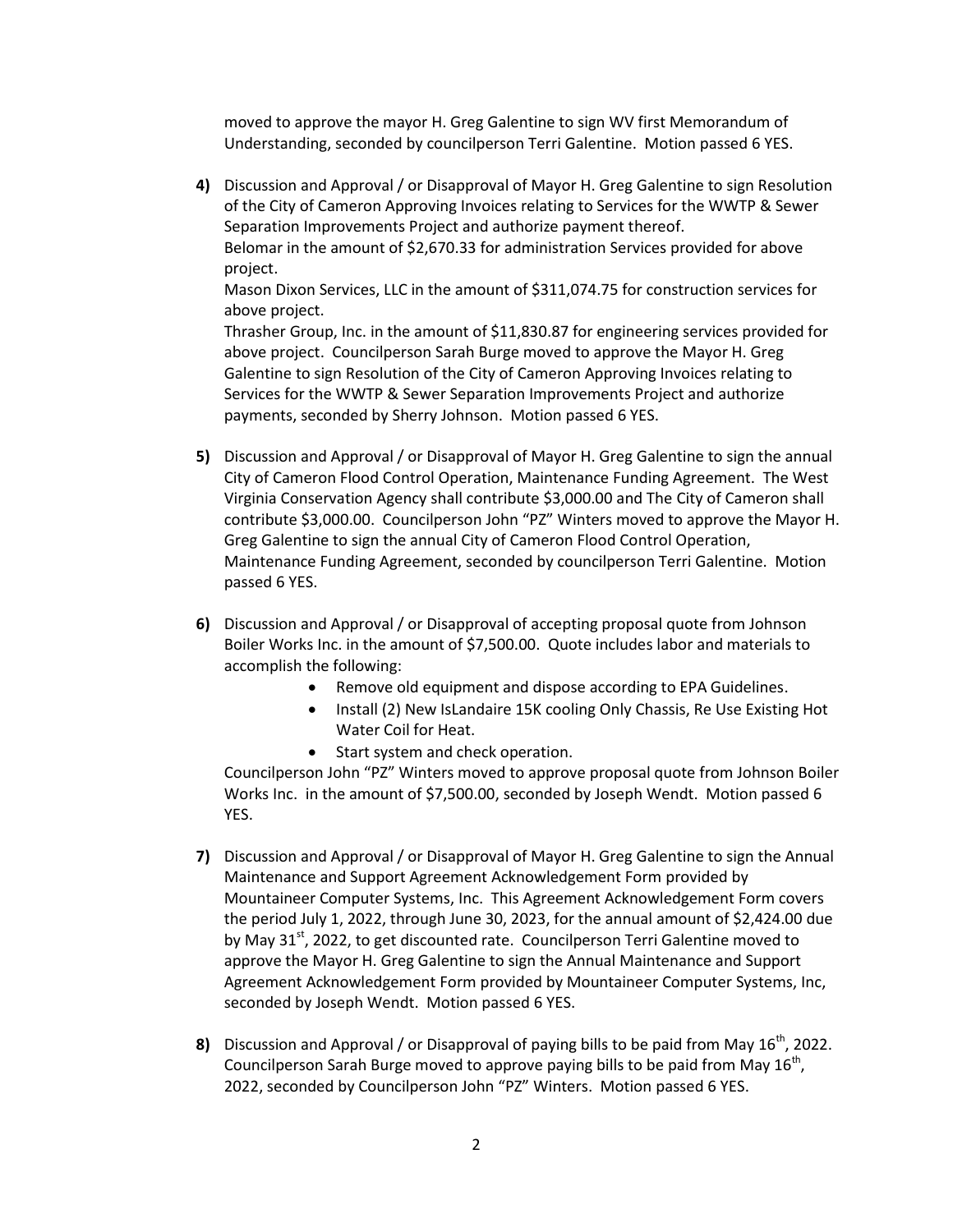moved to approve the mayor H. Greg Galentine to sign WV first Memorandum of Understanding, seconded by councilperson Terri Galentine. Motion passed 6 YES.

**4)** Discussion and Approval / or Disapproval of Mayor H. Greg Galentine to sign Resolution of the City of Cameron Approving Invoices relating to Services for the WWTP & Sewer Separation Improvements Project and authorize payment thereof.
Belomar in the amount of $2,670.33 for administration Services provided for above project.
Mason Dixon Services, LLC in the amount of $311,074.75 for construction services for above project.
Thrasher Group, Inc. in the amount of $11,830.87 for engineering services provided for above project. Councilperson Sarah Burge moved to approve the Mayor H. Greg Galentine to sign Resolution of the City of Cameron Approving Invoices relating to Services for the WWTP & Sewer Separation Improvements Project and authorize payments, seconded by Sherry Johnson. Motion passed 6 YES.

**5)** Discussion and Approval / or Disapproval of Mayor H. Greg Galentine to sign the annual City of Cameron Flood Control Operation, Maintenance Funding Agreement. The West Virginia Conservation Agency shall contribute $3,000.00 and The City of Cameron shall contribute $3,000.00. Councilperson John "PZ" Winters moved to approve the Mayor H. Greg Galentine to sign the annual City of Cameron Flood Control Operation, Maintenance Funding Agreement, seconded by councilperson Terri Galentine. Motion passed 6 YES.

**6)** Discussion and Approval / or Disapproval of accepting proposal quote from Johnson Boiler Works Inc. in the amount of $7,500.00. Quote includes labor and materials to accomplish the following:

- Remove old equipment and dispose according to EPA Guidelines.
- Install (2) New IsLandaire 15K cooling Only Chassis, Re Use Existing Hot Water Coil for Heat.
- Start system and check operation.

Councilperson John "PZ" Winters moved to approve proposal quote from Johnson Boiler Works Inc. in the amount of $7,500.00, seconded by Joseph Wendt. Motion passed 6 YES.

**7)** Discussion and Approval / or Disapproval of Mayor H. Greg Galentine to sign the Annual Maintenance and Support Agreement Acknowledgement Form provided by Mountaineer Computer Systems, Inc. This Agreement Acknowledgement Form covers the period July 1, 2022, through June 30, 2023, for the annual amount of $2,424.00 due by May 31st, 2022, to get discounted rate. Councilperson Terri Galentine moved to approve the Mayor H. Greg Galentine to sign the Annual Maintenance and Support Agreement Acknowledgement Form provided by Mountaineer Computer Systems, Inc, seconded by Joseph Wendt. Motion passed 6 YES.

**8)** Discussion and Approval / or Disapproval of paying bills to be paid from May 16th, 2022. Councilperson Sarah Burge moved to approve paying bills to be paid from May 16th, 2022, seconded by Councilperson John "PZ" Winters. Motion passed 6 YES.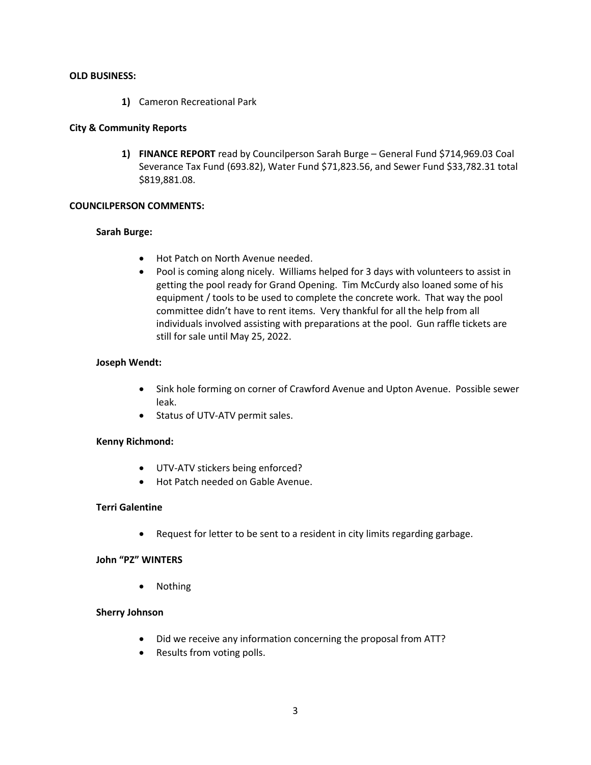**OLD BUSINESS:**

1) Cameron Recreational Park

**City & Community Reports**

1) **FINANCE REPORT** read by Councilperson Sarah Burge – General Fund $714,969.03 Coal Severance Tax Fund (693.82), Water Fund $71,823.56, and Sewer Fund $33,782.31 total $819,881.08.

**COUNCILPERSON COMMENTS:**

**Sarah Burge:**

- Hot Patch on North Avenue needed.
- Pool is coming along nicely. Williams helped for 3 days with volunteers to assist in getting the pool ready for Grand Opening. Tim McCurdy also loaned some of his equipment / tools to be used to complete the concrete work. That way the pool committee didn't have to rent items. Very thankful for all the help from all individuals involved assisting with preparations at the pool. Gun raffle tickets are still for sale until May 25, 2022.

**Joseph Wendt:**

- Sink hole forming on corner of Crawford Avenue and Upton Avenue. Possible sewer leak.
- Status of UTV-ATV permit sales.

**Kenny Richmond:**

- UTV-ATV stickers being enforced?
- Hot Patch needed on Gable Avenue.

**Terri Galentine**

- Request for letter to be sent to a resident in city limits regarding garbage.

**John "PZ" WINTERS**

- Nothing

**Sherry Johnson**

- Did we receive any information concerning the proposal from ATT?
- Results from voting polls.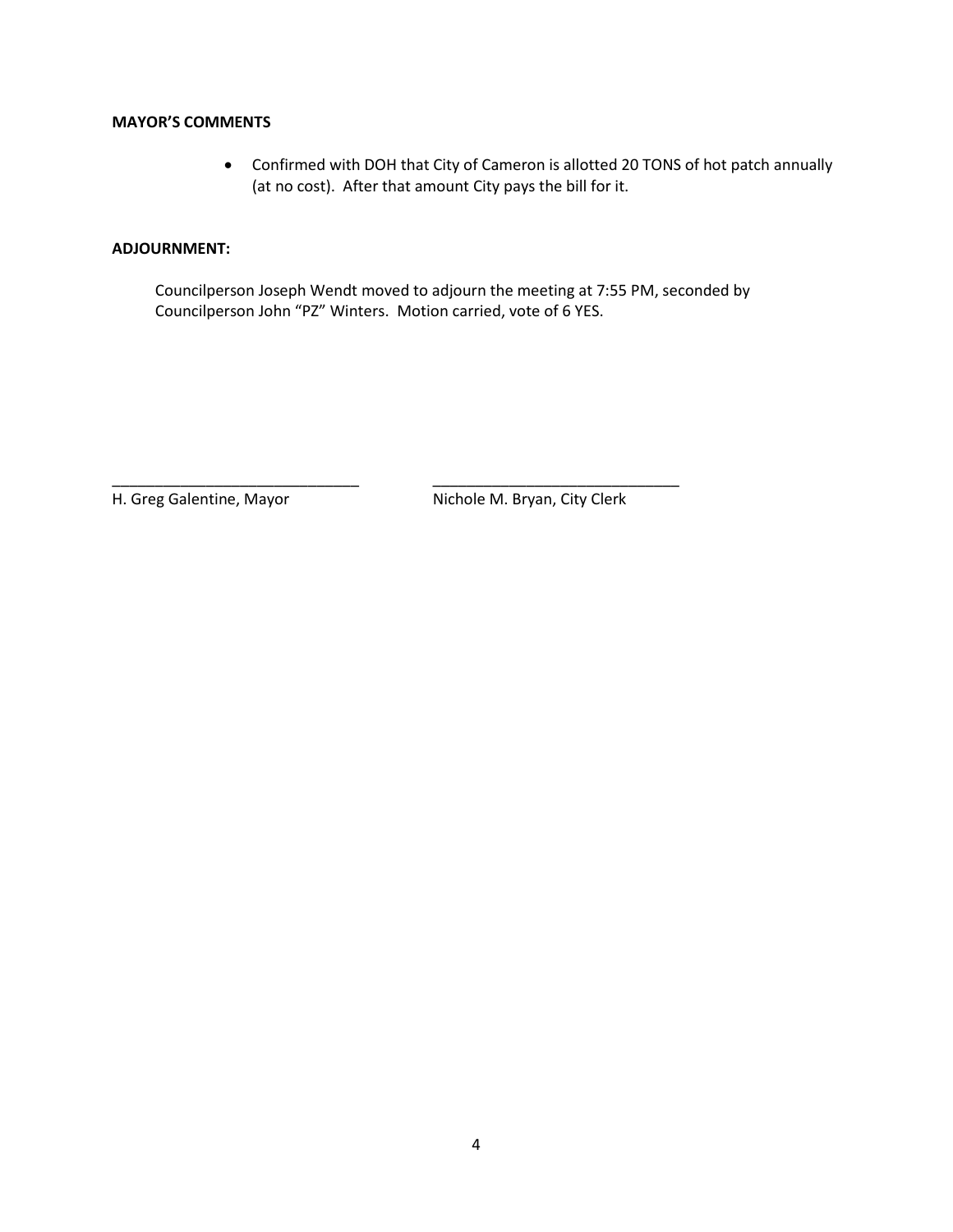**MAYOR'S COMMENTS**

- Confirmed with DOH that City of Cameron is allotted 20 TONS of hot patch annually (at no cost). After that amount City pays the bill for it.

**ADJOURNMENT:**

Councilperson Joseph Wendt moved to adjourn the meeting at 7:55 PM, seconded by Councilperson John "PZ" Winters. Motion carried, vote of 6 YES.

| | |
|---|---|
| ______________________________ | ______________________________ |
| H. Greg Galentine, Mayor | Nichole M. Bryan, City Clerk |